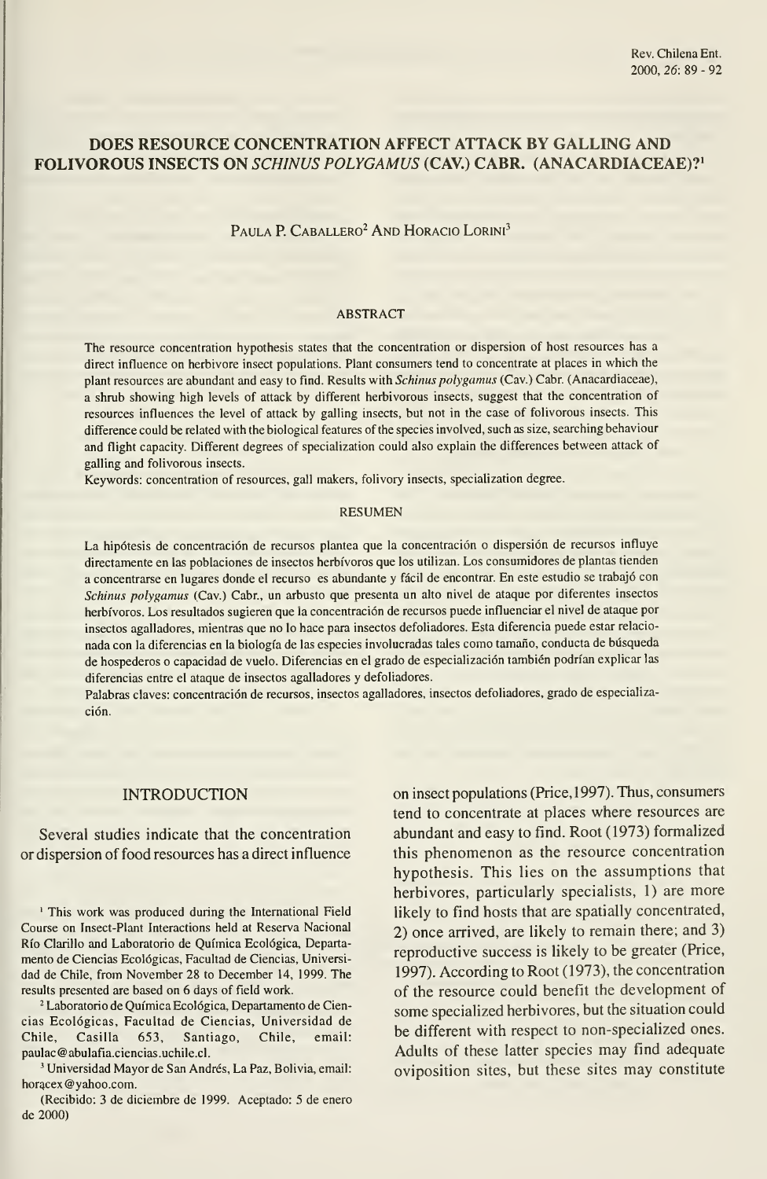# DOES RESOURCE CONCENTRATION AFFECT ATTACK BY GALLING AND FOLIVOROUS INSECTS ON *SCHINUS POLYGAMUS* (CAV.) CABR. (ANACARDIACEAE)?[1]

Paula P. Caballero[2] and Horacio Lorini[3]

## ABSTRACT

The resource concentration hypothesis states that the concentration or dispersion of host resources has a direct influence on herbivore insect populations. Plant consumers tend to concentrate at places in which the plant resources are abundant and easy to find. Results with *Schinus polygamus* (Cav.) Cabr. (Anacardiaceae), a shrub showing high levels of attack by different herbivorous insects, suggest that the concentration of resources influences the level of attack by galling insects, but not in the case of folivorous insects. This difference could be related with the biological features of the species involved, such as size, searching behaviour and flight capacity. Different degrees of specialization could also explain the differences between attack of galling and folivorous insects.

Keywords: concentration of resources, gall makers, folivory insects, specialization degree.

## RESUMEN

La hipótesis de concentración de recursos plantea que la concentración o dispersión de recursos influye directamente en las poblaciones de insectos herbívoros que los utilizan. Los consumidores de plantas tienden a concentrarse en lugares donde el recurso es abundante y fácil de encontrar. En este estudio se trabajó con *Schinus polygamus* (Cav.) Cabr., un arbusto que presenta un alto nivel de ataque por diferentes insectos herbívoros. Los resultados sugieren que la concentración de recursos puede influenciar el nivel de ataque por insectos agalladores, mientras que no lo hace para insectos defoliadores. Esta diferencia puede estar relacionada con la diferencias en la biología de las especies involucradas tales como tamaño, conducta de búsqueda de hospederos o capacidad de vuelo. Diferencias en el grado de especialización también podrían explicar las diferencias entre el ataque de insectos agalladores y defoliadores.

Palabras claves: concentración de recursos, insectos agalladores, insectos defoliadores, grado de especialización.

## INTRODUCTION

Several studies indicate that the concentration or dispersion of food resources has a direct influence on insect populations (Price, 1997). Thus, consumers tend to concentrate at places where resources are abundant and easy to find. Root (1973) formalized this phenomenon as the resource concentration hypothesis. This lies on the assumptions that herbivores, particularly specialists, 1) are more likely to find hosts that are spatially concentrated, 2) once arrived, are likely to remain there; and 3) reproductive success is likely to be greater (Price, 1997). According to Root (1973), the concentration of the resource could benefit the development of some specialized herbivores, but the situation could be different with respect to non-specialized ones. Adults of these latter species may find adequate oviposition sites, but these sites may constitute

---

[1] This work was produced during the International Field Course on Insect-Plant Interactions held at Reserva Nacional Río Clarillo and Laboratorio de Química Ecológica, Departamento de Ciencias Ecológicas, Facultad de Ciencias, Universidad de Chile, from November 28 to December 14, 1999. The results presented are based on 6 days of field work.

[2] Laboratorio de Química Ecológica, Departamento de Ciencias Ecológicas, Facultad de Ciencias, Universidad de Chile, Casilla 653, Santiago, Chile, email: paulac@abulafia.ciencias.uchile.cl.

[3] Universidad Mayor de San Andrés, La Paz, Bolivia, email: horacex@yahoo.com.

(Recibido: 3 de diciembre de 1999. Aceptado: 5 de enero de 2000)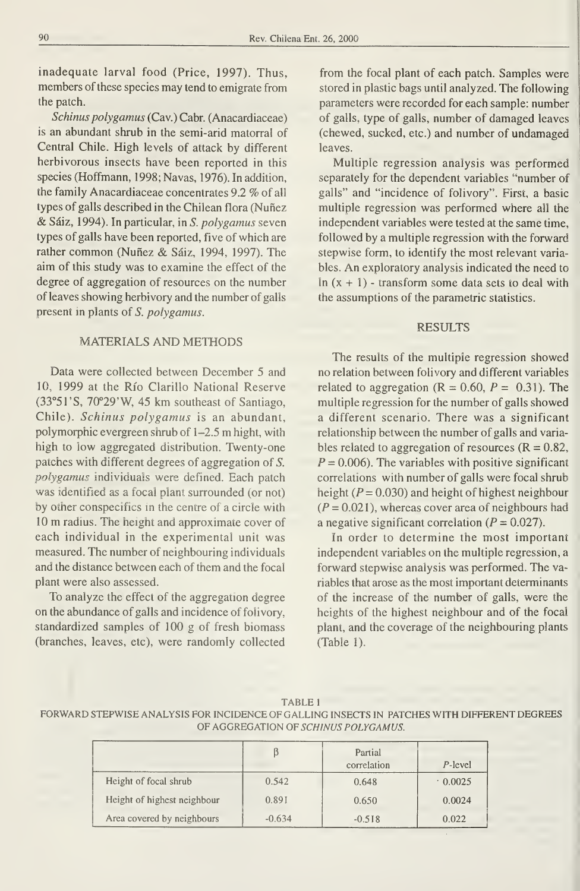inadequate larval food (Price, 1997). Thus, members of these species may tend to emigrate from the patch.

*Schinus polygamus* (Cav.) Cabr. (Anacardiaceae) is an abundant shrub in the semi-arid matorral of Central Chile. High levels of attack by different herbivorous insects have been reported in this species (Hoffmann, 1998; Navas, 1976). In addition, the family Anacardiaceae concentrates 9.2 % of all types of galls described in the Chilean flora (Nuñez & Sáiz, 1994). In particular, in *S. polygamus* seven types of galls have been reported, five of which are rather common (Nuñez & Sáiz, 1994, 1997). The aim of this study was to examine the effect of the degree of aggregation of resources on the number of leaves showing herbivory and the number of galls present in plants of *S. polygamus*.

## MATERIALS AND METHODS

Data were collected between December 5 and 10, 1999 at the Río Clarillo National Reserve (33°51'S, 70°29'W, 45 km southeast of Santiago, Chile). *Schinus polygamus* is an abundant, polymorphic evergreen shrub of 1–2.5 m hight, with high to low aggregated distribution. Twenty-one patches with different degrees of aggregation of *S. polygamus* individuals were defined. Each patch was identified as a focal plant surrounded (or not) by other conspecifics in the centre of a circle with 10 m radius. The height and approximate cover of each individual in the experimental unit was measured. The number of neighbouring individuals and the distance between each of them and the focal plant were also assessed.

To analyze the effect of the aggregation degree on the abundance of galls and incidence of folivory, standardized samples of 100 g of fresh biomass (branches, leaves, etc), were randomly collected from the focal plant of each patch. Samples were stored in plastic bags until analyzed. The following parameters were recorded for each sample: number of galls, type of galls, number of damaged leaves (chewed, sucked, etc.) and number of undamaged leaves.

Multiple regression analysis was performed separately for the dependent variables "number of galls" and "incidence of folivory". First, a basic multiple regression was performed where all the independent variables were tested at the same time, followed by a multiple regression with the forward stepwise form, to identify the most relevant variables. An exploratory analysis indicated the need to ln $(x + 1)$ - transform some data sets to deal with the assumptions of the parametric statistics.

## RESULTS

The results of the multiple regression showed no relation between folivory and different variables related to aggregation ($R = 0.60$, $P = 0.31$). The multiple regression for the number of galls showed a different scenario. There was a significant relationship between the number of galls and variables related to aggregation of resources ($R = 0.82$, $P = 0.006$). The variables with positive significant correlations with number of galls were focal shrub height ($P = 0.030$) and height of highest neighbour ($P = 0.021$), whereas cover area of neighbours had a negative significant correlation ($P = 0.027$).

In order to determine the most important independent variables on the multiple regression, a forward stepwise analysis was performed. The variables that arose as the most important determinants of the increase of the number of galls, were the heights of the highest neighbour and of the focal plant, and the coverage of the neighbouring plants (Table 1).

TABLE 1
FORWARD STEPWISE ANALYSIS FOR INCIDENCE OF GALLING INSECTS IN PATCHES WITH DIFFERENT DEGREES OF AGGREGATION OF *SCHINUS POLYGAMUS*.

| | $\beta$ | Partial correlation | *P*-level |
|---|---|---|---|
| Height of focal shrub | 0.542 | 0.648 | 0.0025 |
| Height of highest neighbour | 0.891 | 0.650 | 0.0024 |
| Area covered by neighbours | -0.634 | -0.518 | 0.022 |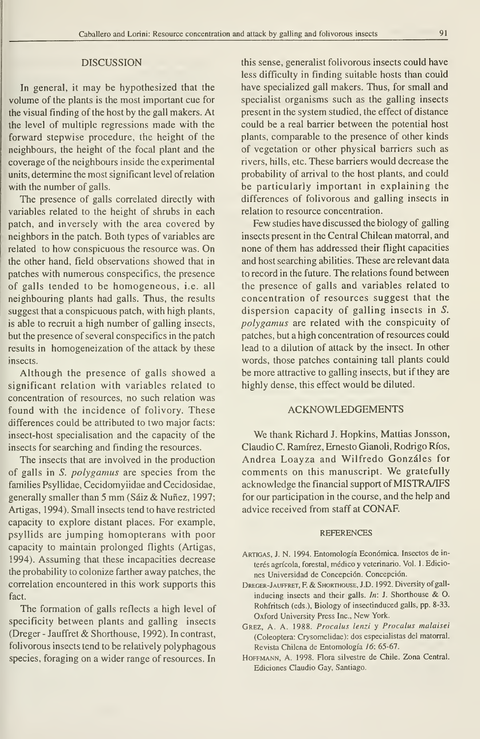## DISCUSSION

In general, it may be hypothesized that the volume of the plants is the most important cue for the visual finding of the host by the gall makers. At the level of multiple regressions made with the forward stepwise procedure, the height of the neighbours, the height of the focal plant and the coverage of the neighbours inside the experimental units, determine the most significant level of relation with the number of galls.

The presence of galls correlated directly with variables related to the height of shrubs in each patch, and inversely with the area covered by neighbors in the patch. Both types of variables are related to how conspicuous the resource was. On the other hand, field observations showed that in patches with numerous conspecifics, the presence of galls tended to be homogeneous, i.e. all neighbouring plants had galls. Thus, the results suggest that a conspicuous patch, with high plants, is able to recruit a high number of galling insects, but the presence of several conspecifics in the patch results in homogeneization of the attack by these insects.

Although the presence of galls showed a significant relation with variables related to concentration of resources, no such relation was found with the incidence of folivory. These differences could be attributed to two major facts: insect-host specialisation and the capacity of the insects for searching and finding the resources.

The insects that are involved in the production of galls in *S. polygamus* are species from the families Psyllidae, Cecidomyiidae and Cecidosidae, generally smaller than 5 mm (Sáiz & Nuñez, 1997; Artigas, 1994). Small insects tend to have restricted capacity to explore distant places. For example, psyllids are jumping homopterans with poor capacity to maintain prolonged flights (Artigas, 1994). Assuming that these incapacities decrease the probability to colonize farther away patches, the correlation encountered in this work supports this fact.

The formation of galls reflects a high level of specificity between plants and galling insects (Dreger - Jauffret & Shorthouse, 1992). In contrast, folivorous insects tend to be relatively polyphagous species, foraging on a wider range of resources. In this sense, generalist folivorous insects could have less difficulty in finding suitable hosts than could have specialized gall makers. Thus, for small and specialist organisms such as the galling insects present in the system studied, the effect of distance could be a real barrier between the potential host plants, comparable to the presence of other kinds of vegetation or other physical barriers such as rivers, hills, etc. These barriers would decrease the probability of arrival to the host plants, and could be particularly important in explaining the differences of folivorous and galling insects in relation to resource concentration.

Few studies have discussed the biology of galling insects present in the Central Chilean matorral, and none of them has addressed their flight capacities and host searching abilities. These are relevant data to record in the future. The relations found between the presence of galls and variables related to concentration of resources suggest that the dispersion capacity of galling insects in *S. polygamus* are related with the conspicuity of patches, but a high concentration of resources could lead to a dilution of attack by the insect. In other words, those patches containing tall plants could be more attractive to galling insects, but if they are highly dense, this effect would be diluted.

## ACKNOWLEDGEMENTS

We thank Richard J. Hopkins, Mattias Jonsson, Claudio C. Ramírez, Ernesto Gianoli, Rodrigo Ríos, Andrea Loayza and Wilfredo Gonzáles for comments on this manuscript. We gratefully acknowledge the financial support of MISTRA/IFS for our participation in the course, and the help and advice received from staff at CONAF.

## REFERENCES

Artigas, J. N. 1994. Entomología Económica. Insectos de interés agrícola, forestal, médico y veterinario. Vol. 1. Ediciones Universidad de Concepción. Concepción.

Dreger-Jauffret, F. & Shorthouse, J.D. 1992. Diversity of gall-inducing insects and their galls. *In*: J. Shorthouse & O. Rohfritsch (eds.), Biology of insectinduced galls, pp. 8-33. Oxford University Press Inc., New York.

Grez, A. A. 1988. *Procalus lenzi* y *Procalus malaisei* (Coleoptera: Crysomelidae): dos especialistas del matorral. Revista Chilena de Entomología *16*: 65-67.

Hoffmann, A. 1998. Flora silvestre de Chile. Zona Central. Ediciones Claudio Gay, Santiago.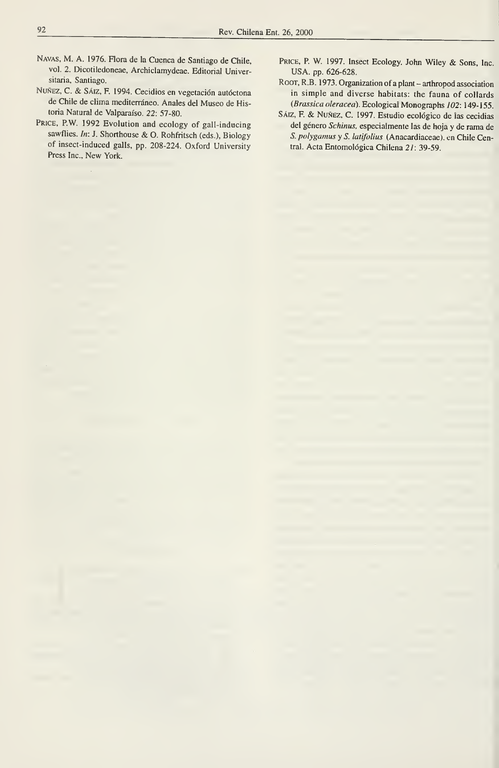NAVAS, M. A. 1976. Flora de la Cuenca de Santiago de Chile, vol. 2. Dicotiledoneae, Archiclamydeae. Editorial Universitaria, Santiago.

NUÑEZ, C. & SÁIZ, F. 1994. Cecidios en vegetación autóctona de Chile de clima mediterráneo. Anales del Museo de Historia Natural de Valparaíso. *22*: 57-80.

PRICE, P.W. 1992 Evolution and ecology of gall-inducing sawflies. *In*: J. Shorthouse & O. Rohfritsch (eds.), Biology of insect-induced galls, pp. 208-224. Oxford University Press Inc., New York.

PRICE, P. W. 1997. Insect Ecology. John Wiley & Sons, Inc. USA. pp. 626-628.

ROOT, R.B. 1973. Organization of a plant – arthropod association in simple and diverse habitats: the fauna of collards (*Brassica oleracea*). Ecological Monographs *102*: 149-155.

SÁIZ, F. & NUÑEZ, C. 1997. Estudio ecológico de las cecidias del género *Schinus*, especialmente las de hoja y de rama de *S. polygamus* y *S. latifolius* (Anacardiaceae). en Chile Central. Acta Entomológica Chilena *21*: 39-59.